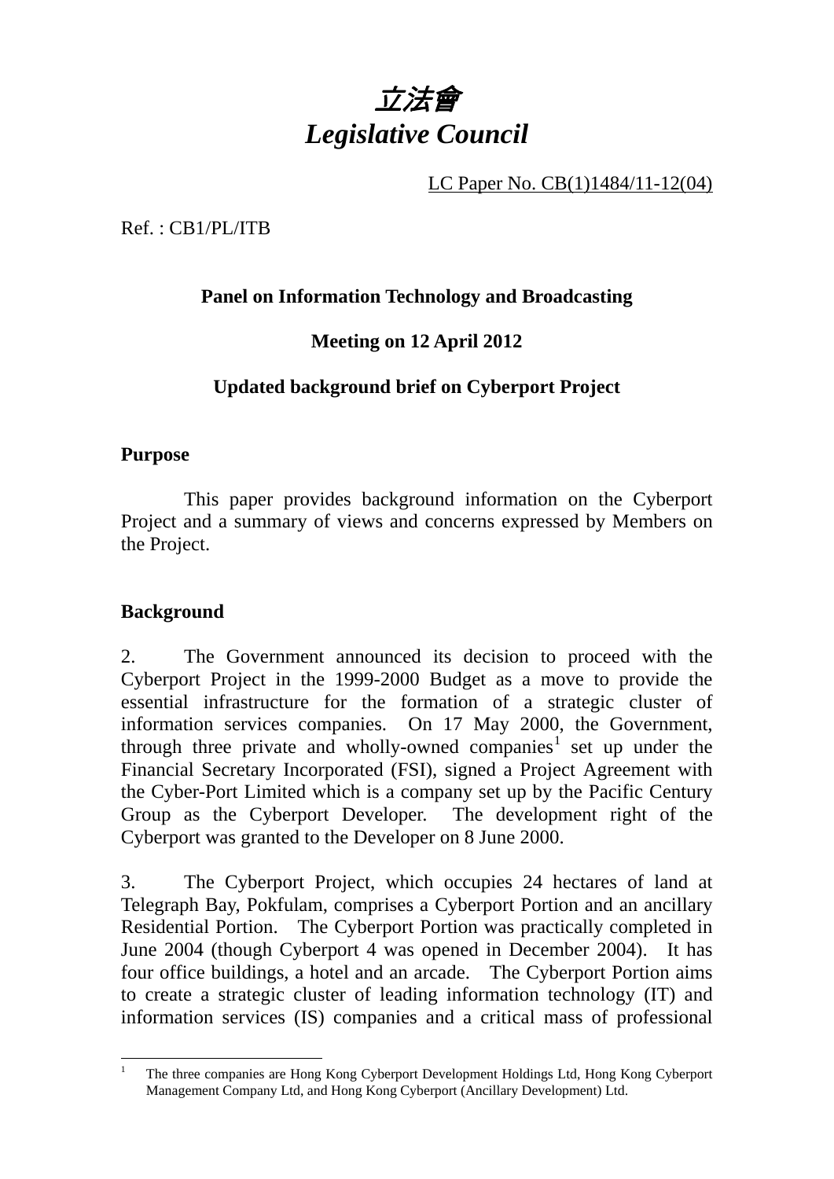# *立法會*
# *Legislative Council*

LC Paper No. CB(1)1484/11-12(04)

Ref. : CB1/PL/ITB

**Panel on Information Technology and Broadcasting**

**Meeting on 12 April 2012**

**Updated background brief on Cyberport Project**

**Purpose**

This paper provides background information on the Cyberport Project and a summary of views and concerns expressed by Members on the Project.

**Background**

2. The Government announced its decision to proceed with the Cyberport Project in the 1999-2000 Budget as a move to provide the essential infrastructure for the formation of a strategic cluster of information services companies. On 17 May 2000, the Government, through three private and wholly-owned companies[1] set up under the Financial Secretary Incorporated (FSI), signed a Project Agreement with the Cyber-Port Limited which is a company set up by the Pacific Century Group as the Cyberport Developer. The development right of the Cyberport was granted to the Developer on 8 June 2000.

3. The Cyberport Project, which occupies 24 hectares of land at Telegraph Bay, Pokfulam, comprises a Cyberport Portion and an ancillary Residential Portion. The Cyberport Portion was practically completed in June 2004 (though Cyberport 4 was opened in December 2004). It has four office buildings, a hotel and an arcade. The Cyberport Portion aims to create a strategic cluster of leading information technology (IT) and information services (IS) companies and a critical mass of professional

[1] The three companies are Hong Kong Cyberport Development Holdings Ltd, Hong Kong Cyberport Management Company Ltd, and Hong Kong Cyberport (Ancillary Development) Ltd.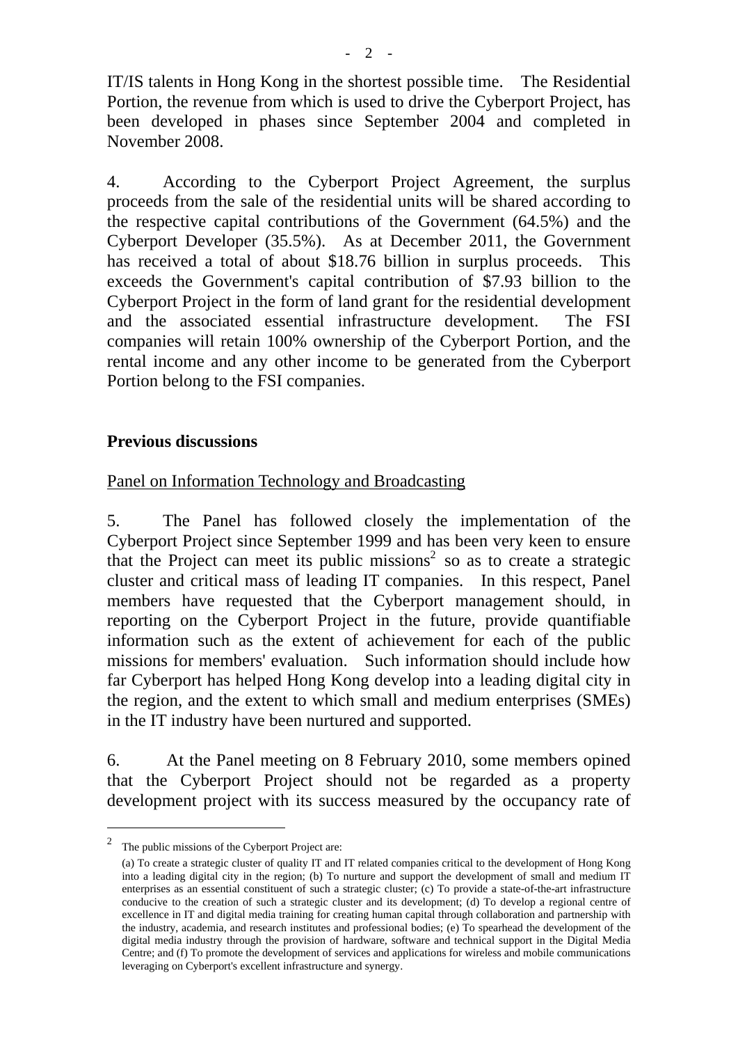IT/IS talents in Hong Kong in the shortest possible time. The Residential Portion, the revenue from which is used to drive the Cyberport Project, has been developed in phases since September 2004 and completed in November 2008.

4. According to the Cyberport Project Agreement, the surplus proceeds from the sale of the residential units will be shared according to the respective capital contributions of the Government (64.5%) and the Cyberport Developer (35.5%). As at December 2011, the Government has received a total of about $18.76 billion in surplus proceeds. This exceeds the Government's capital contribution of $7.93 billion to the Cyberport Project in the form of land grant for the residential development and the associated essential infrastructure development. The FSI companies will retain 100% ownership of the Cyberport Portion, and the rental income and any other income to be generated from the Cyberport Portion belong to the FSI companies.

## Previous discussions

Panel on Information Technology and Broadcasting

5. The Panel has followed closely the implementation of the Cyberport Project since September 1999 and has been very keen to ensure that the Project can meet its public missions[2] so as to create a strategic cluster and critical mass of leading IT companies. In this respect, Panel members have requested that the Cyberport management should, in reporting on the Cyberport Project in the future, provide quantifiable information such as the extent of achievement for each of the public missions for members' evaluation. Such information should include how far Cyberport has helped Hong Kong develop into a leading digital city in the region, and the extent to which small and medium enterprises (SMEs) in the IT industry have been nurtured and supported.

6. At the Panel meeting on 8 February 2010, some members opined that the Cyberport Project should not be regarded as a property development project with its success measured by the occupancy rate of

---

[2] The public missions of the Cyberport Project are:

(a) To create a strategic cluster of quality IT and IT related companies critical to the development of Hong Kong into a leading digital city in the region; (b) To nurture and support the development of small and medium IT enterprises as an essential constituent of such a strategic cluster; (c) To provide a state-of-the-art infrastructure conducive to the creation of such a strategic cluster and its development; (d) To develop a regional centre of excellence in IT and digital media training for creating human capital through collaboration and partnership with the industry, academia, and research institutes and professional bodies; (e) To spearhead the development of the digital media industry through the provision of hardware, software and technical support in the Digital Media Centre; and (f) To promote the development of services and applications for wireless and mobile communications leveraging on Cyberport's excellent infrastructure and synergy.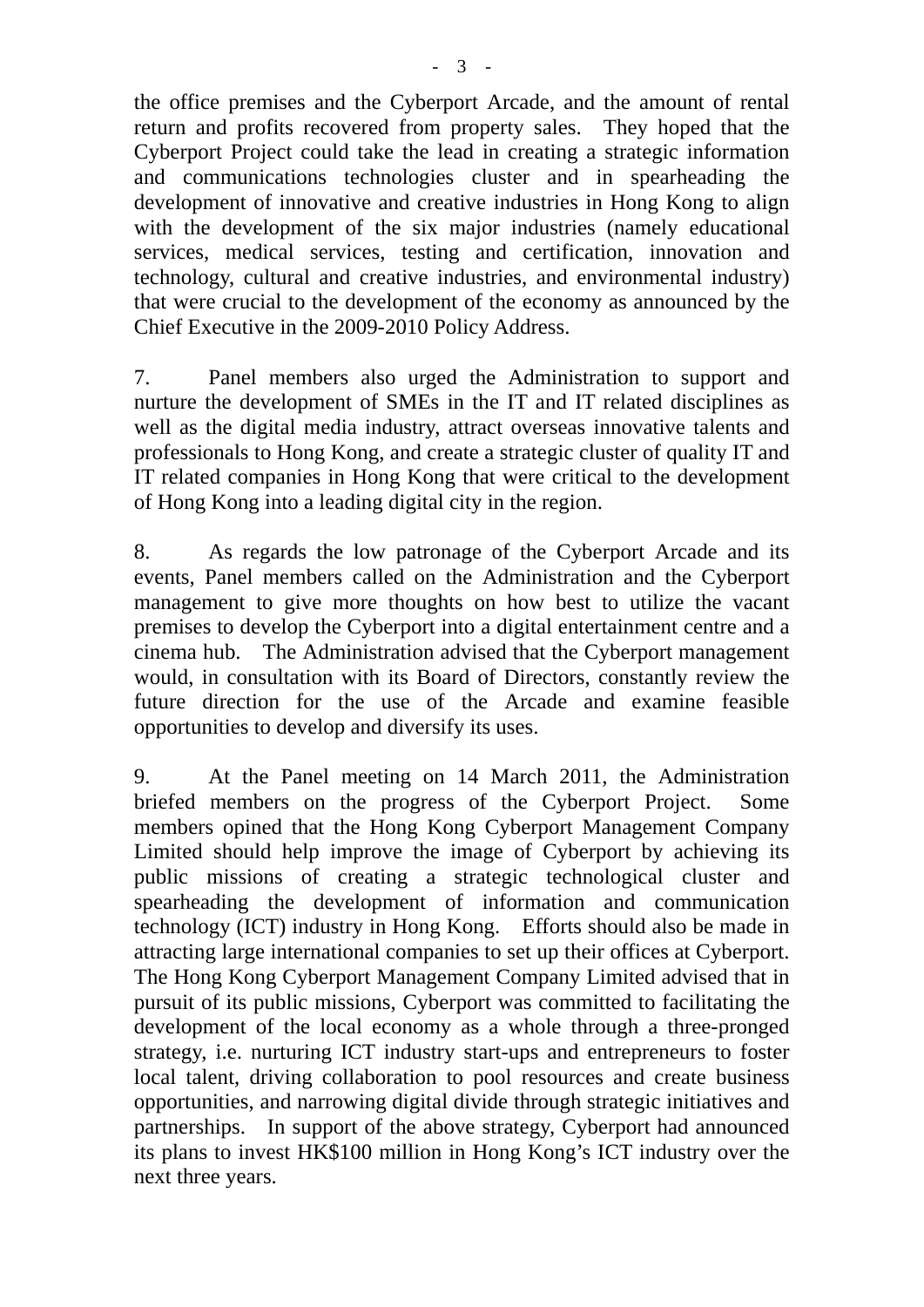the office premises and the Cyberport Arcade, and the amount of rental return and profits recovered from property sales. They hoped that the Cyberport Project could take the lead in creating a strategic information and communications technologies cluster and in spearheading the development of innovative and creative industries in Hong Kong to align with the development of the six major industries (namely educational services, medical services, testing and certification, innovation and technology, cultural and creative industries, and environmental industry) that were crucial to the development of the economy as announced by the Chief Executive in the 2009-2010 Policy Address.

7. Panel members also urged the Administration to support and nurture the development of SMEs in the IT and IT related disciplines as well as the digital media industry, attract overseas innovative talents and professionals to Hong Kong, and create a strategic cluster of quality IT and IT related companies in Hong Kong that were critical to the development of Hong Kong into a leading digital city in the region.

8. As regards the low patronage of the Cyberport Arcade and its events, Panel members called on the Administration and the Cyberport management to give more thoughts on how best to utilize the vacant premises to develop the Cyberport into a digital entertainment centre and a cinema hub. The Administration advised that the Cyberport management would, in consultation with its Board of Directors, constantly review the future direction for the use of the Arcade and examine feasible opportunities to develop and diversify its uses.

9. At the Panel meeting on 14 March 2011, the Administration briefed members on the progress of the Cyberport Project. Some members opined that the Hong Kong Cyberport Management Company Limited should help improve the image of Cyberport by achieving its public missions of creating a strategic technological cluster and spearheading the development of information and communication technology (ICT) industry in Hong Kong. Efforts should also be made in attracting large international companies to set up their offices at Cyberport. The Hong Kong Cyberport Management Company Limited advised that in pursuit of its public missions, Cyberport was committed to facilitating the development of the local economy as a whole through a three-pronged strategy, i.e. nurturing ICT industry start-ups and entrepreneurs to foster local talent, driving collaboration to pool resources and create business opportunities, and narrowing digital divide through strategic initiatives and partnerships. In support of the above strategy, Cyberport had announced its plans to invest HK$100 million in Hong Kong's ICT industry over the next three years.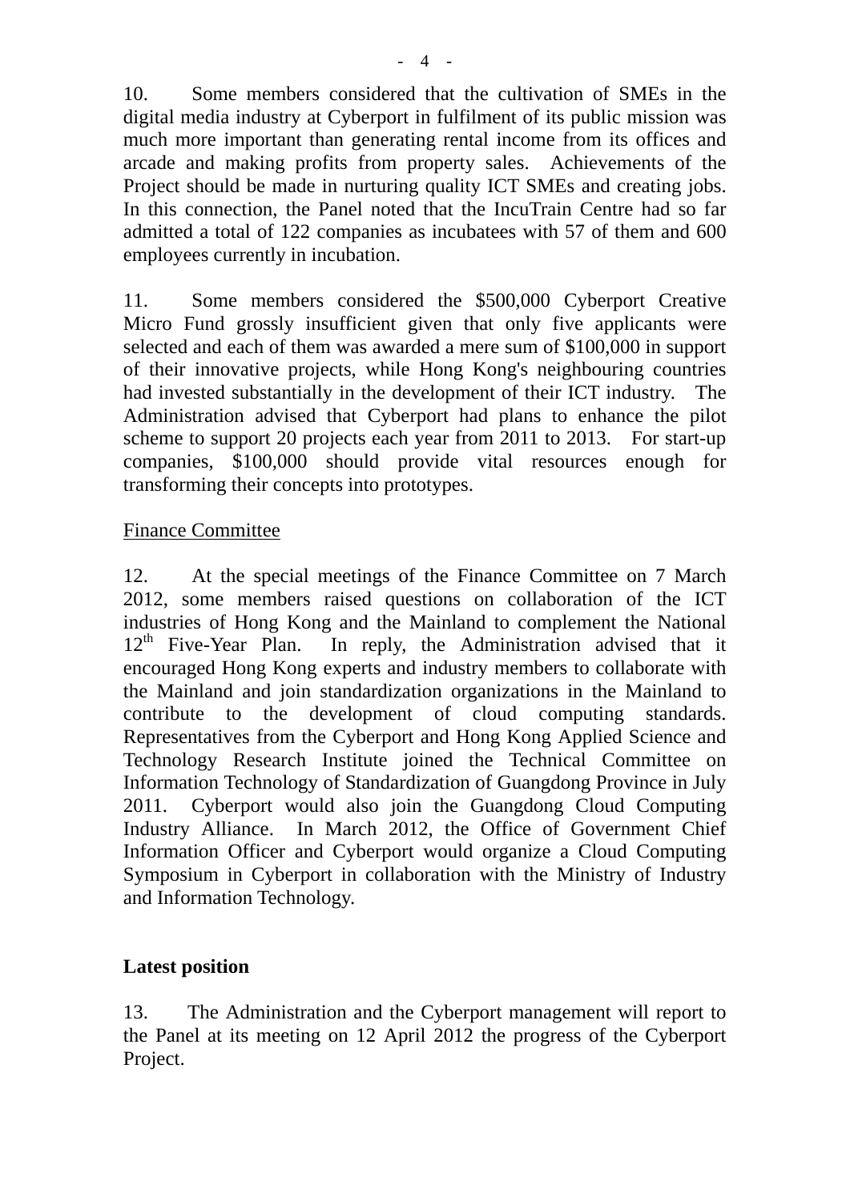10. Some members considered that the cultivation of SMEs in the digital media industry at Cyberport in fulfilment of its public mission was much more important than generating rental income from its offices and arcade and making profits from property sales. Achievements of the Project should be made in nurturing quality ICT SMEs and creating jobs. In this connection, the Panel noted that the IncuTrain Centre had so far admitted a total of 122 companies as incubatees with 57 of them and 600 employees currently in incubation.

11. Some members considered the $500,000 Cyberport Creative Micro Fund grossly insufficient given that only five applicants were selected and each of them was awarded a mere sum of $100,000 in support of their innovative projects, while Hong Kong's neighbouring countries had invested substantially in the development of their ICT industry. The Administration advised that Cyberport had plans to enhance the pilot scheme to support 20 projects each year from 2011 to 2013. For start-up companies, $100,000 should provide vital resources enough for transforming their concepts into prototypes.

<u>Finance Committee</u>

12. At the special meetings of the Finance Committee on 7 March 2012, some members raised questions on collaboration of the ICT industries of Hong Kong and the Mainland to complement the National 12th Five-Year Plan. In reply, the Administration advised that it encouraged Hong Kong experts and industry members to collaborate with the Mainland and join standardization organizations in the Mainland to contribute to the development of cloud computing standards. Representatives from the Cyberport and Hong Kong Applied Science and Technology Research Institute joined the Technical Committee on Information Technology of Standardization of Guangdong Province in July 2011. Cyberport would also join the Guangdong Cloud Computing Industry Alliance. In March 2012, the Office of Government Chief Information Officer and Cyberport would organize a Cloud Computing Symposium in Cyberport in collaboration with the Ministry of Industry and Information Technology.

**Latest position**

13. The Administration and the Cyberport management will report to the Panel at its meeting on 12 April 2012 the progress of the Cyberport Project.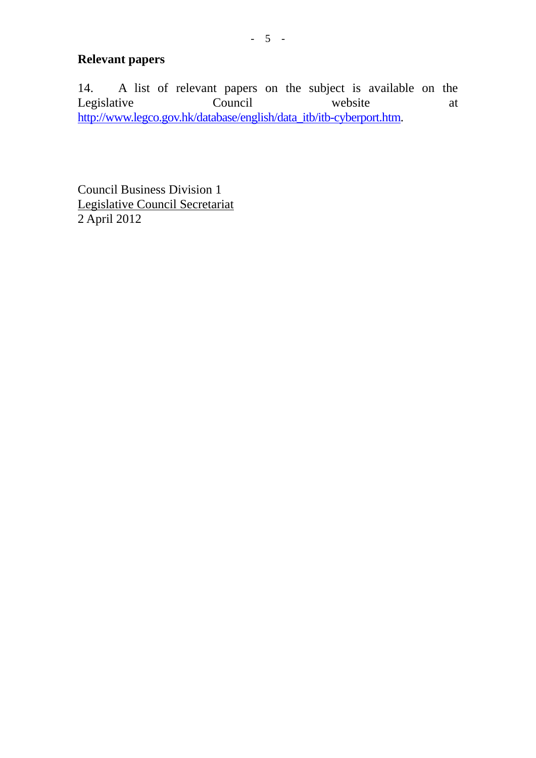## Relevant papers

14. A list of relevant papers on the subject is available on the Legislative Council website at http://www.legco.gov.hk/database/english/data_itb/itb-cyberport.htm.

Council Business Division 1
Legislative Council Secretariat
2 April 2012